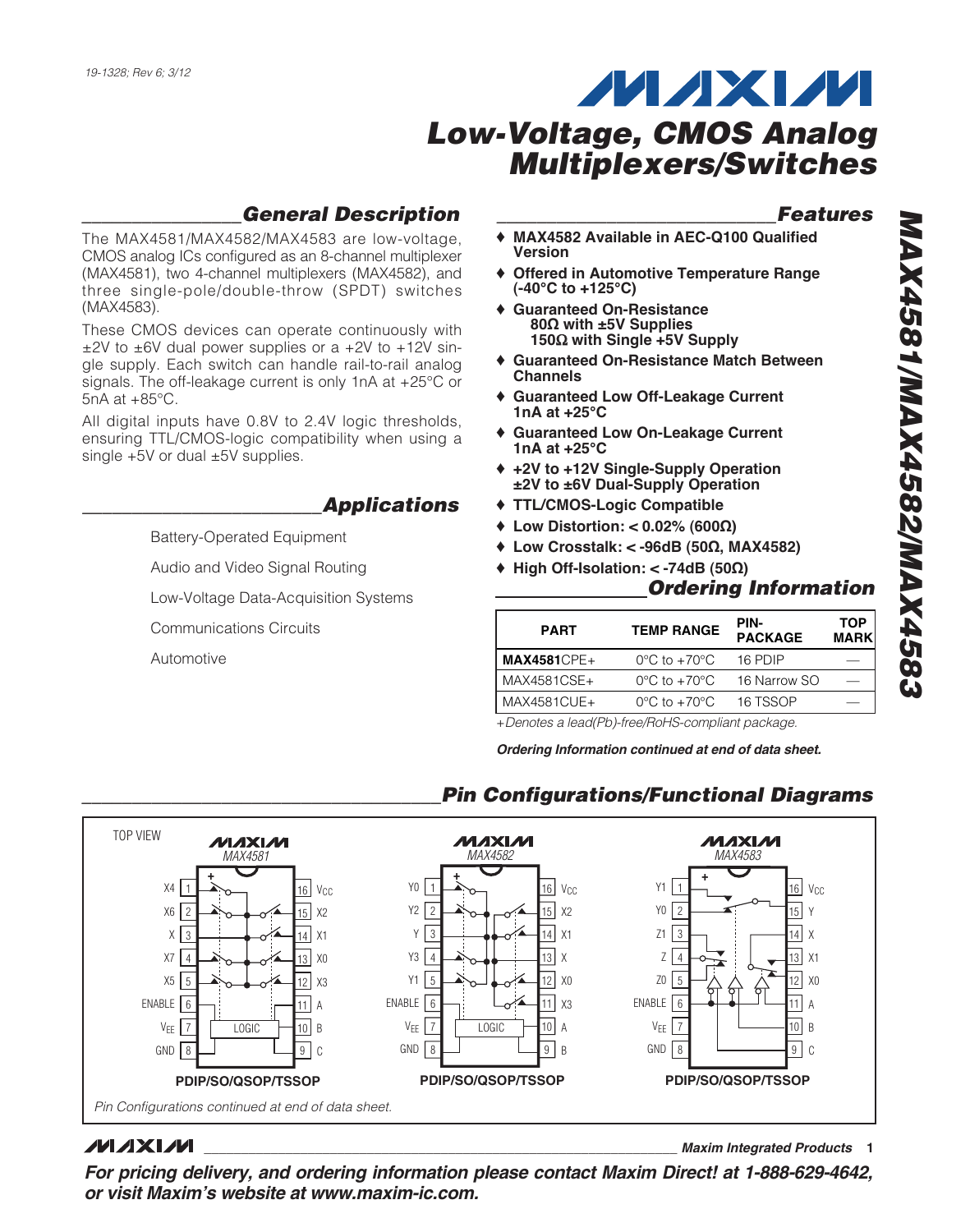19-1328; Rev 6; 3/12

# Low-Voltage, CMOS Analog Multiplexers/Switches

# MAX4581/MAX4582/MAX4583

## General Description

The MAX4581/MAX4582/MAX4583 are low-voltage, CMOS analog ICs configured as an 8-channel multiplexer (MAX4581), two 4-channel multiplexers (MAX4582), and three single-pole/double-throw (SPDT) switches (MAX4583).

These CMOS devices can operate continuously with ±2V to ±6V dual power supplies or a +2V to +12V single supply. Each switch can handle rail-to-rail analog signals. The off-leakage current is only 1nA at +25°C or 5nA at +85°C.

All digital inputs have 0.8V to 2.4V logic thresholds, ensuring TTL/CMOS-logic compatibility when using a single +5V or dual ±5V supplies.

## Applications

Battery-Operated Equipment

Audio and Video Signal Routing

Low-Voltage Data-Acquisition Systems

Communications Circuits

Automotive

## Features

- ♦ **MAX4582 Available in AEC-Q100 Qualified Version**
- ♦ **Offered in Automotive Temperature Range (-40°C to +125°C)**
- ♦ **Guaranteed On-Resistance**
  - **80Ω with ±5V Supplies**
  - **150Ω with Single +5V Supply**
- ♦ **Guaranteed On-Resistance Match Between Channels**
- ♦ **Guaranteed Low Off-Leakage Current 1nA at +25°C**
- ♦ **Guaranteed Low On-Leakage Current 1nA at +25°C**
- ♦ **+2V to +12V Single-Supply Operation**
  **±2V to ±6V Dual-Supply Operation**
- ♦ **TTL/CMOS-Logic Compatible**
- ♦ **Low Distortion: < 0.02% (600Ω)**
- ♦ **Low Crosstalk: < -96dB (50Ω, MAX4582)**
- ♦ **High Off-Isolation: < -74dB (50Ω)**

## Ordering Information

| PART | TEMP RANGE | PIN-PACKAGE | TOP MARK |
|---|---|---|---|
| **MAX4581**CPE+ | 0°C to +70°C | 16 PDIP | — |
| MAX4581CSE+ | 0°C to +70°C | 16 Narrow SO | — |
| MAX4581CUE+ | 0°C to +70°C | 16 TSSOP | — |

*+Denotes a lead(Pb)-free/RoHS-compliant package.*

***Ordering Information continued at end of data sheet.***

## Pin Configurations/Functional Diagrams

TOP VIEW

MAX4581: X4 1, X6 2, X 3, X7 4, X5 5, ENABLE 6, $V_{EE}$ 7, GND 8, C 9, B 10, A 11, X3 12, X0 13, X1 14, X2 15, $V_{CC}$ 16 — LOGIC — PDIP/SO/QSOP/TSSOP

MAX4582: Y0 1, Y2 2, Y 3, Y3 4, Y1 5, ENABLE 6, $V_{EE}$ 7, GND 8, B 9, A 10, X3 11, X0 12, X 13, X1 14, X2 15, $V_{CC}$ 16 — LOGIC — PDIP/SO/QSOP/TSSOP

MAX4583: Y1 1, Y0 2, Z1 3, Z 4, Z0 5, ENABLE 6, $V_{EE}$ 7, GND 8, C 9, B 10, A 11, X0 12, X1 13, X 14, Y 15, $V_{CC}$ 16 — PDIP/SO/QSOP/TSSOP

*Pin Configurations continued at end of data sheet.*

**For pricing delivery, and ordering information please contact Maxim Direct! at 1-888-629-4642, or visit Maxim's website at www.maxim-ic.com.**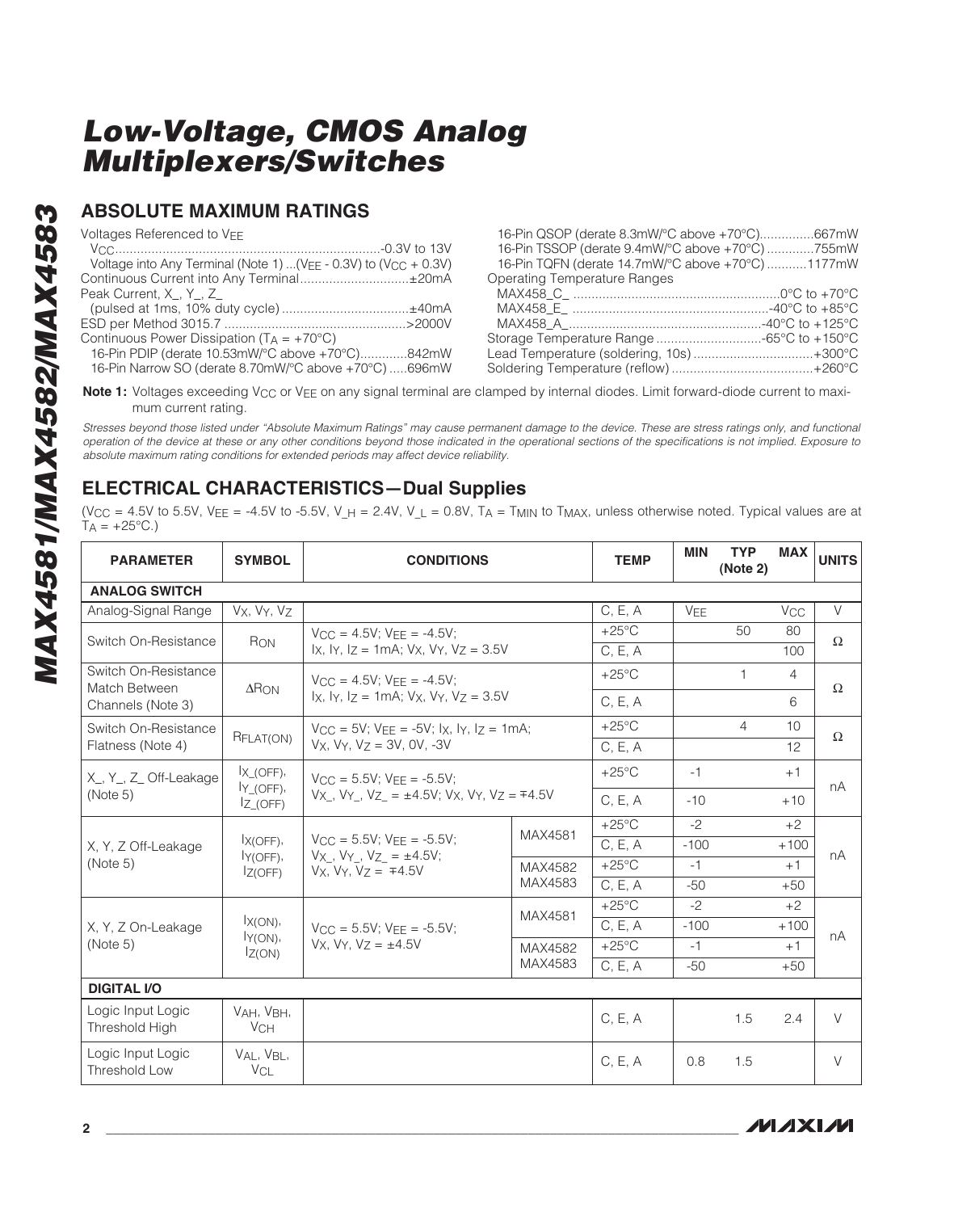# Low-Voltage, CMOS Analog Multiplexers/Switches

## ABSOLUTE MAXIMUM RATINGS

Voltages Referenced to $V_{EE}$
- $V_{CC}$ ........................................................ -0.3V to 13V
- Voltage into Any Terminal (Note 1) ...($V_{EE}$ - 0.3V) to ($V_{CC}$ + 0.3V)

Continuous Current into Any Terminal .............................. ±20mA

Peak Current, X_, Y_, Z_
- (pulsed at 1ms, 10% duty cycle) .................................. ±40mA

ESD per Method 3015.7 .................................................. >2000V

Continuous Power Dissipation ($T_A$ = +70°C)
- 16-Pin PDIP (derate 10.53mW/°C above +70°C) ............ 842mW
- 16-Pin Narrow SO (derate 8.70mW/°C above +70°C) ..... 696mW
- 16-Pin QSOP (derate 8.3mW/°C above +70°C) ............... 667mW
- 16-Pin TSSOP (derate 9.4mW/°C above +70°C) ............. 755mW
- 16-Pin TQFN (derate 14.7mW/°C above +70°C) ........... 1177mW

Operating Temperature Ranges
- MAX458_C_ ........................................................ 0°C to +70°C
- MAX458_E_ ...................................................... -40°C to +85°C
- MAX458_A_ .................................................... -40°C to +125°C

Storage Temperature Range ............................ -65°C to +150°C

Lead Temperature (soldering, 10s) ................................ +300°C

Soldering Temperature (reflow) ...................................... +260°C

**Note 1:** Voltages exceeding $V_{CC}$ or $V_{EE}$ on any signal terminal are clamped by internal diodes. Limit forward-diode current to maximum current rating.

*Stresses beyond those listed under "Absolute Maximum Ratings" may cause permanent damage to the device. These are stress ratings only, and functional operation of the device at these or any other conditions beyond those indicated in the operational sections of the specifications is not implied. Exposure to absolute maximum rating conditions for extended periods may affect device reliability.*

## ELECTRICAL CHARACTERISTICS—Dual Supplies

($V_{CC}$ = 4.5V to 5.5V, $V_{EE}$ = -4.5V to -5.5V, $V_{\_H}$ = 2.4V, $V_{\_L}$ = 0.8V, $T_A$ = $T_{MIN}$ to $T_{MAX}$, unless otherwise noted. Typical values are at $T_A$ = +25°C.)

| PARAMETER | SYMBOL | CONDITIONS | | TEMP | MIN | TYP (Note 2) | MAX | UNITS |
|---|---|---|---|---|---|---|---|---|
| **ANALOG SWITCH** | | | | | | | | |
| Analog-Signal Range | $V_X$, $V_Y$, $V_Z$ | | | C, E, A | $V_{EE}$ | | $V_{CC}$ | V |
| Switch On-Resistance | $R_{ON}$ | $V_{CC}$ = 4.5V; $V_{EE}$ = -4.5V; $I_X$, $I_Y$, $I_Z$ = 1mA; $V_X$, $V_Y$, $V_Z$ = 3.5V | | +25°C | | 50 | 80 | Ω |
| | | | | C, E, A | | | 100 | |
| Switch On-Resistance Match Between Channels (Note 3) | $\Delta R_{ON}$ | $V_{CC}$ = 4.5V; $V_{EE}$ = -4.5V; $I_X$, $I_Y$, $I_Z$ = 1mA; $V_X$, $V_Y$, $V_Z$ = 3.5V | | +25°C | | 1 | 4 | Ω |
| | | | | C, E, A | | | 6 | |
| Switch On-Resistance Flatness (Note 4) | $R_{FLAT(ON)}$ | $V_{CC}$ = 5V; $V_{EE}$ = -5V; $I_X$, $I_Y$, $I_Z$ = 1mA; $V_X$, $V_Y$, $V_Z$ = 3V, 0V, -3V | | +25°C | | 4 | 10 | Ω |
| | | | | C, E, A | | | 12 | |
| X_, Y_, Z_ Off-Leakage (Note 5) | $I_{X\_(OFF)}$, $I_{Y\_(OFF)}$, $I_{Z\_(OFF)}$ | $V_{CC}$ = 5.5V; $V_{EE}$ = -5.5V; $V_{X\_}$, $V_{Y\_}$, $V_{Z\_}$ = ±4.5V; $V_X$, $V_Y$, $V_Z$ = ∓4.5V | | +25°C | -1 | | +1 | nA |
| | | | | C, E, A | -10 | | +10 | |
| X, Y, Z Off-Leakage (Note 5) | $I_{X(OFF)}$, $I_{Y(OFF)}$, $I_{Z(OFF)}$ | $V_{CC}$ = 5.5V; $V_{EE}$ = -5.5V; $V_{X\_}$, $V_{Y\_}$, $V_{Z\_}$ = ±4.5V; $V_X$, $V_Y$, $V_Z$ = ∓4.5V | MAX4581 | +25°C | -2 | | +2 | nA |
| | | | | C, E, A | -100 | | +100 | |
| | | | MAX4582 MAX4583 | +25°C | -1 | | +1 | |
| | | | | C, E, A | -50 | | +50 | |
| X, Y, Z On-Leakage (Note 5) | $I_{X(ON)}$, $I_{Y(ON)}$, $I_{Z(ON)}$ | $V_{CC}$ = 5.5V; $V_{EE}$ = -5.5V; $V_X$, $V_Y$, $V_Z$ = ±4.5V | MAX4581 | +25°C | -2 | | +2 | nA |
| | | | | C, E, A | -100 | | +100 | |
| | | | MAX4582 MAX4583 | +25°C | -1 | | +1 | |
| | | | | C, E, A | -50 | | +50 | |
| **DIGITAL I/O** | | | | | | | | |
| Logic Input Logic Threshold High | $V_{AH}$, $V_{BH}$, $V_{CH}$ | | | C, E, A | | 1.5 | 2.4 | V |
| Logic Input Logic Threshold Low | $V_{AL}$, $V_{BL}$, $V_{CL}$ | | | C, E, A | 0.8 | 1.5 | | V |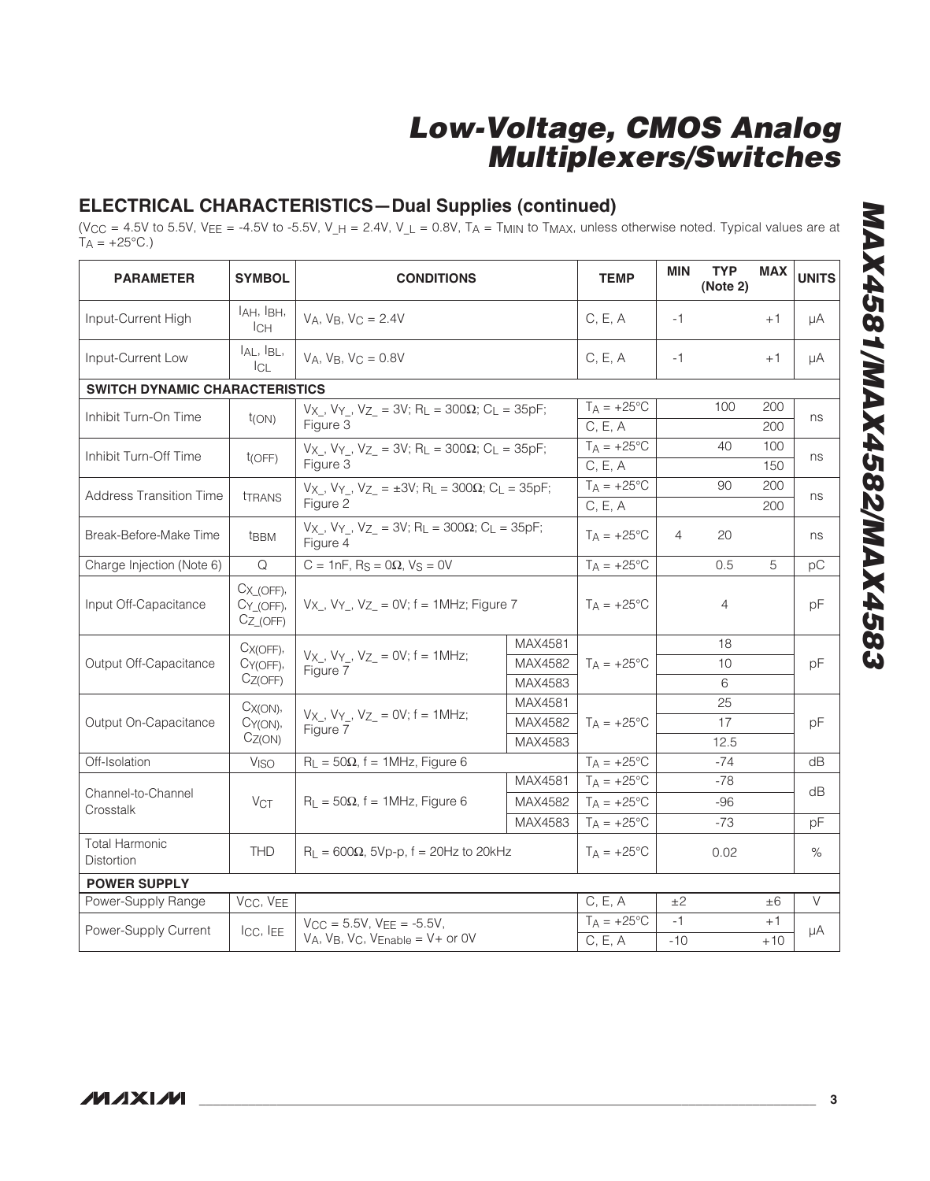## ELECTRICAL CHARACTERISTICS—Dual Supplies (continued)

($V_{CC}$ = 4.5V to 5.5V, $V_{EE}$ = -4.5V to -5.5V, $V_{\_H}$ = 2.4V, $V_{\_L}$ = 0.8V, $T_A$ = $T_{MIN}$ to $T_{MAX}$, unless otherwise noted. Typical values are at $T_A$ = +25°C.)

| PARAMETER | SYMBOL | CONDITIONS | | TEMP | MIN | TYP (Note 2) | MAX | UNITS |
|---|---|---|---|---|---|---|---|---|
| Input-Current High | $I_{AH}$, $I_{BH}$, $I_{CH}$ | $V_A$, $V_B$, $V_C$ = 2.4V | | C, E, A | -1 | | +1 | µA |
| Input-Current Low | $I_{AL}$, $I_{BL}$, $I_{CL}$ | $V_A$, $V_B$, $V_C$ = 0.8V | | C, E, A | -1 | | +1 | µA |
| **SWITCH DYNAMIC CHARACTERISTICS** | | | | | | | | |
| Inhibit Turn-On Time | $t_{(ON)}$ | $V_{X\_}$, $V_{Y\_}$, $V_{Z\_}$ = 3V; $R_L$ = 300Ω; $C_L$ = 35pF; Figure 3 | | $T_A$ = +25°C | | 100 | 200 | ns |
| | | | | C, E, A | | | 200 | |
| Inhibit Turn-Off Time | $t_{(OFF)}$ | $V_{X\_}$, $V_{Y\_}$, $V_{Z\_}$ = 3V; $R_L$ = 300Ω; $C_L$ = 35pF; Figure 3 | | $T_A$ = +25°C | | 40 | 100 | ns |
| | | | | C, E, A | | | 150 | |
| Address Transition Time | $t_{TRANS}$ | $V_{X\_}$, $V_{Y\_}$, $V_{Z\_}$ = ±3V; $R_L$ = 300Ω; $C_L$ = 35pF; Figure 2 | | $T_A$ = +25°C | | 90 | 200 | ns |
| | | | | C, E, A | | | 200 | |
| Break-Before-Make Time | $t_{BBM}$ | $V_{X\_}$, $V_{Y\_}$, $V_{Z\_}$ = 3V; $R_L$ = 300Ω; $C_L$ = 35pF; Figure 4 | | $T_A$ = +25°C | 4 | 20 | | ns |
| Charge Injection (Note 6) | Q | C = 1nF, $R_S$ = 0Ω, $V_S$ = 0V | | $T_A$ = +25°C | | 0.5 | 5 | pC |
| Input Off-Capacitance | $C_{X\_(OFF)}$, $C_{Y\_(OFF)}$, $C_{Z\_(OFF)}$ | $V_{X\_}$, $V_{Y\_}$, $V_{Z\_}$ = 0V; f = 1MHz; Figure 7 | | $T_A$ = +25°C | | 4 | | pF |
| Output Off-Capacitance | $C_{X(OFF)}$, $C_{Y(OFF)}$, $C_{Z(OFF)}$ | $V_{X\_}$, $V_{Y\_}$, $V_{Z\_}$ = 0V; f = 1MHz; Figure 7 | MAX4581 | $T_A$ = +25°C | | 18 | | pF |
| | | | MAX4582 | | | 10 | | |
| | | | MAX4583 | | | 6 | | |
| Output On-Capacitance | $C_{X(ON)}$, $C_{Y(ON)}$, $C_{Z(ON)}$ | $V_{X\_}$, $V_{Y\_}$, $V_{Z\_}$ = 0V; f = 1MHz; Figure 7 | MAX4581 | $T_A$ = +25°C | | 25 | | pF |
| | | | MAX4582 | | | 17 | | |
| | | | MAX4583 | | | 12.5 | | |
| Off-Isolation | $V_{ISO}$ | $R_L$ = 50Ω, f = 1MHz, Figure 6 | | $T_A$ = +25°C | | -74 | | dB |
| Channel-to-Channel Crosstalk | $V_{CT}$ | $R_L$ = 50Ω, f = 1MHz, Figure 6 | MAX4581 | $T_A$ = +25°C | | -78 | | dB |
| | | | MAX4582 | $T_A$ = +25°C | | -96 | | |
| | | | MAX4583 | $T_A$ = +25°C | | -73 | | pF |
| Total Harmonic Distortion | THD | $R_L$ = 600Ω, 5Vp-p, f = 20Hz to 20kHz | | $T_A$ = +25°C | | 0.02 | | % |
| **POWER SUPPLY** | | | | | | | | |
| Power-Supply Range | $V_{CC}$, $V_{EE}$ | | | C, E, A | ±2 | | ±6 | V |
| Power-Supply Current | $I_{CC}$, $I_{EE}$ | $V_{CC}$ = 5.5V, $V_{EE}$ = -5.5V, $V_A$, $V_B$, $V_C$, $V_{Enable}$ = V+ or 0V | | $T_A$ = +25°C | -1 | | +1 | µA |
| | | | | C, E, A | -10 | | +10 | |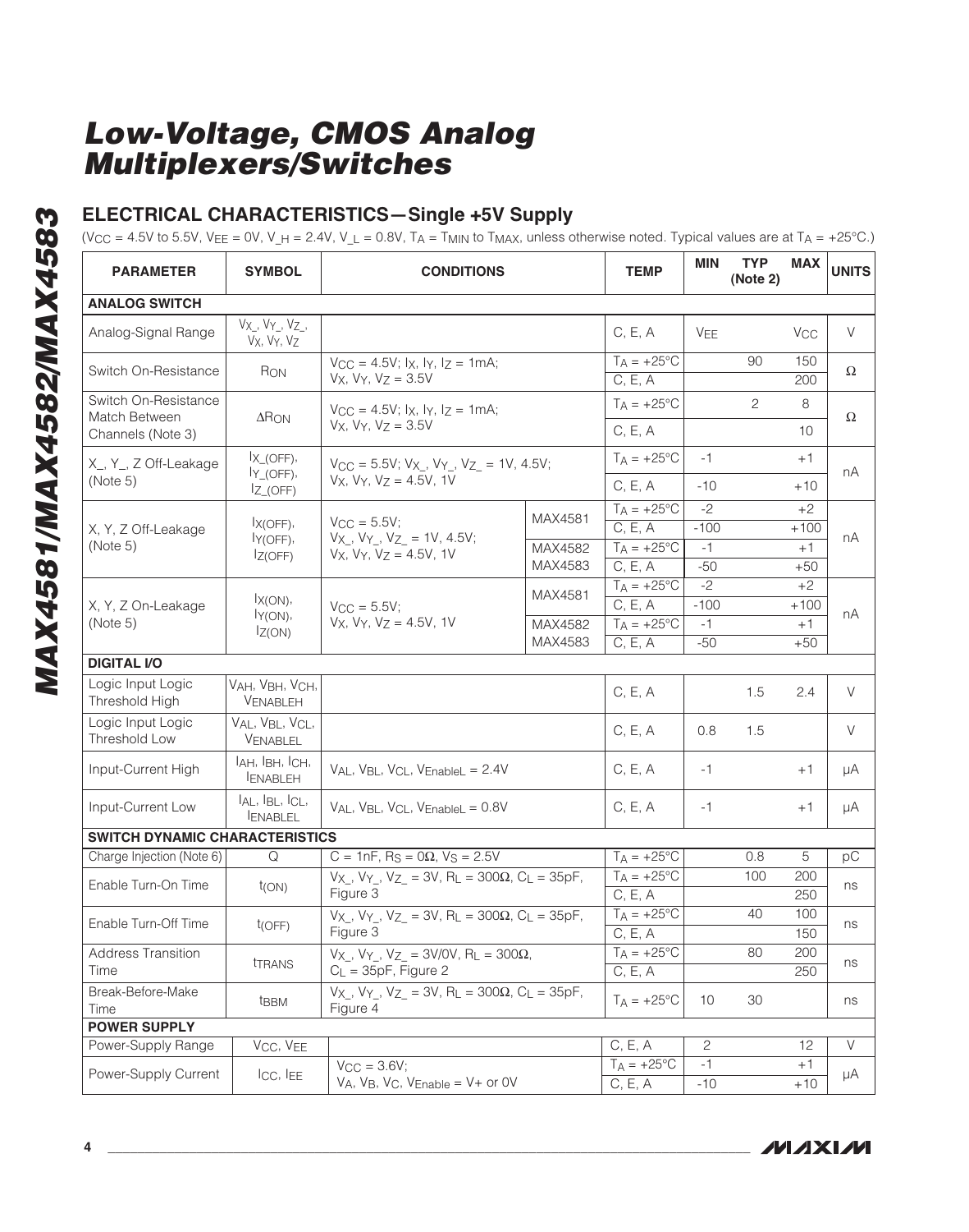## ELECTRICAL CHARACTERISTICS—Single +5V Supply

($V_{CC}$ = 4.5V to 5.5V, $V_{EE}$ = 0V, $V_{\_H}$ = 2.4V, $V_{\_L}$ = 0.8V, $T_A$ = $T_{MIN}$ to $T_{MAX}$, unless otherwise noted. Typical values are at $T_A$ = +25°C.)

| PARAMETER | SYMBOL | CONDITIONS | | TEMP | MIN | TYP (Note 2) | MAX | UNITS |
|---|---|---|---|---|---|---|---|---|
| **ANALOG SWITCH** | | | | | | | | |
| Analog-Signal Range | $V_{X\_}$, $V_{Y\_}$, $V_{Z\_}$, $V_X$, $V_Y$, $V_Z$ | | | C, E, A | $V_{EE}$ | | $V_{CC}$ | V |
| Switch On-Resistance | $R_{ON}$ | $V_{CC}$ = 4.5V; $I_X$, $I_Y$, $I_Z$ = 1mA; $V_X$, $V_Y$, $V_Z$ = 3.5V | | $T_A$ = +25°C | | 90 | 150 | Ω |
| | | | | C, E, A | | | 200 | |
| Switch On-Resistance Match Between Channels (Note 3) | $\Delta R_{ON}$ | $V_{CC}$ = 4.5V; $I_X$, $I_Y$, $I_Z$ = 1mA; $V_X$, $V_Y$, $V_Z$ = 3.5V | | $T_A$ = +25°C | | 2 | 8 | Ω |
| | | | | C, E, A | | | 10 | |
| X_, Y_, Z Off-Leakage (Note 5) | $I_{X\_(OFF)}$, $I_{Y\_(OFF)}$, $I_{Z\_(OFF)}$ | $V_{CC}$ = 5.5V; $V_{X\_}$, $V_{Y\_}$, $V_{Z\_}$ = 1V, 4.5V; $V_X$, $V_Y$, $V_Z$ = 4.5V, 1V | | $T_A$ = +25°C | -1 | | +1 | nA |
| | | | | C, E, A | -10 | | +10 | |
| X, Y, Z Off-Leakage (Note 5) | $I_{X(OFF)}$, $I_{Y(OFF)}$, $I_{Z(OFF)}$ | $V_{CC}$ = 5.5V; $V_{X\_}$, $V_{Y\_}$, $V_{Z\_}$ = 1V, 4.5V; $V_X$, $V_Y$, $V_Z$ = 4.5V, 1V | MAX4581 | $T_A$ = +25°C | -2 | | +2 | nA |
| | | | | C, E, A | -100 | | +100 | |
| | | | MAX4582 MAX4583 | $T_A$ = +25°C | -1 | | +1 | |
| | | | | C, E, A | -50 | | +50 | |
| X, Y, Z On-Leakage (Note 5) | $I_{X(ON)}$, $I_{Y(ON)}$, $I_{Z(ON)}$ | $V_{CC}$ = 5.5V; $V_X$, $V_Y$, $V_Z$ = 4.5V, 1V | MAX4581 | $T_A$ = +25°C | -2 | | +2 | nA |
| | | | | C, E, A | -100 | | +100 | |
| | | | MAX4582 MAX4583 | $T_A$ = +25°C | -1 | | +1 | |
| | | | | C, E, A | -50 | | +50 | |
| **DIGITAL I/O** | | | | | | | | |
| Logic Input Logic Threshold High | $V_{AH}$, $V_{BH}$, $V_{CH}$, $V_{ENABLEH}$ | | | C, E, A | | 1.5 | 2.4 | V |
| Logic Input Logic Threshold Low | $V_{AL}$, $V_{BL}$, $V_{CL}$, $V_{ENABLEL}$ | | | C, E, A | 0.8 | 1.5 | | V |
| Input-Current High | $I_{AH}$, $I_{BH}$, $I_{CH}$, $I_{ENABLEH}$ | $V_{AL}$, $V_{BL}$, $V_{CL}$, $V_{EnableL}$ = 2.4V | | C, E, A | -1 | | +1 | µA |
| Input-Current Low | $I_{AL}$, $I_{BL}$, $I_{CL}$, $I_{ENABLEL}$ | $V_{AL}$, $V_{BL}$, $V_{CL}$, $V_{EnableL}$ = 0.8V | | C, E, A | -1 | | +1 | µA |
| **SWITCH DYNAMIC CHARACTERISTICS** | | | | | | | | |
| Charge Injection (Note 6) | Q | C = 1nF, $R_S$ = 0Ω, $V_S$ = 2.5V | | $T_A$ = +25°C | | 0.8 | 5 | pC |
| Enable Turn-On Time | $t_{(ON)}$ | $V_{X\_}$, $V_{Y\_}$, $V_{Z\_}$ = 3V, $R_L$ = 300Ω, $C_L$ = 35pF, Figure 3 | | $T_A$ = +25°C | | 100 | 200 | ns |
| | | | | C, E, A | | | 250 | |
| Enable Turn-Off Time | $t_{(OFF)}$ | $V_{X\_}$, $V_{Y\_}$, $V_{Z\_}$ = 3V, $R_L$ = 300Ω, $C_L$ = 35pF, Figure 3 | | $T_A$ = +25°C | | 40 | 100 | ns |
| | | | | C, E, A | | | 150 | |
| Address Transition Time | $t_{TRANS}$ | $V_{X\_}$, $V_{Y\_}$, $V_{Z\_}$ = 3V/0V, $R_L$ = 300Ω, $C_L$ = 35pF, Figure 2 | | $T_A$ = +25°C | | 80 | 200 | ns |
| | | | | C, E, A | | | 250 | |
| Break-Before-Make Time | $t_{BBM}$ | $V_{X\_}$, $V_{Y\_}$, $V_{Z\_}$ = 3V, $R_L$ = 300Ω, $C_L$ = 35pF, Figure 4 | | $T_A$ = +25°C | 10 | 30 | | ns |
| **POWER SUPPLY** | | | | | | | | |
| Power-Supply Range | $V_{CC}$, $V_{EE}$ | | | C, E, A | 2 | | 12 | V |
| Power-Supply Current | $I_{CC}$, $I_{EE}$ | $V_{CC}$ = 3.6V; $V_A$, $V_B$, $V_C$, $V_{Enable}$ = V+ or 0V | | $T_A$ = +25°C | -1 | | +1 | µA |
| | | | | C, E, A | -10 | | +10 | |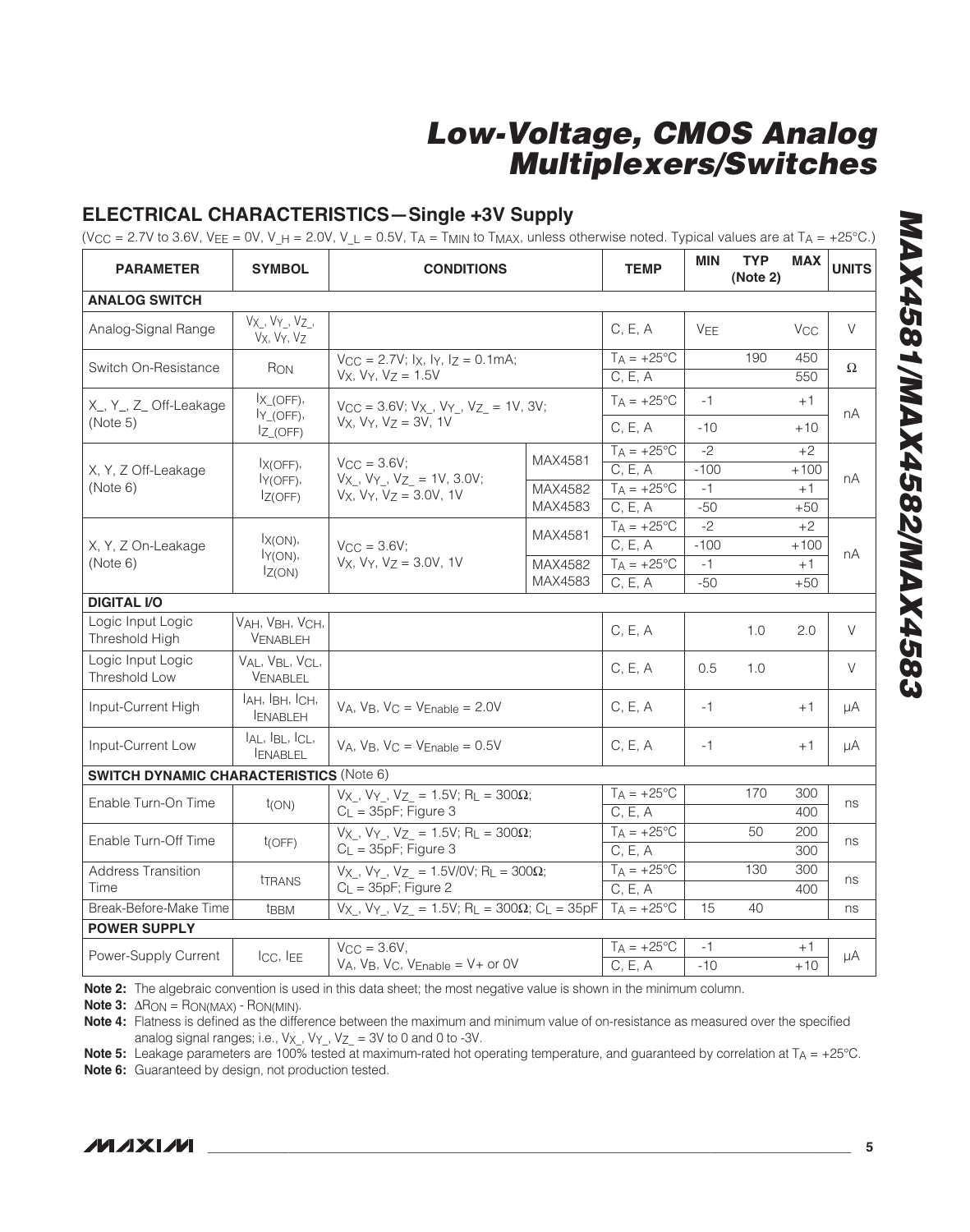## ELECTRICAL CHARACTERISTICS—Single +3V Supply

($V_{CC}$ = 2.7V to 3.6V, $V_{EE}$ = 0V, $V_{\_H}$ = 2.0V, $V_{\_L}$ = 0.5V, $T_A$ = $T_{MIN}$ to $T_{MAX}$, unless otherwise noted. Typical values are at $T_A$ = +25°C.)

| PARAMETER | SYMBOL | CONDITIONS | | TEMP | MIN | TYP (Note 2) | MAX | UNITS |
|---|---|---|---|---|---|---|---|---|
| **ANALOG SWITCH** | | | | | | | | |
| Analog-Signal Range | $V_{X\_}$, $V_{Y\_}$, $V_{Z\_}$, $V_X$, $V_Y$, $V_Z$ | | | C, E, A | $V_{EE}$ | | $V_{CC}$ | V |
| Switch On-Resistance | $R_{ON}$ | $V_{CC}$ = 2.7V; $I_X$, $I_Y$, $I_Z$ = 0.1mA; $V_X$, $V_Y$, $V_Z$ = 1.5V | | $T_A$ = +25°C | | 190 | 450 | Ω |
| | | | | C, E, A | | | 550 | |
| X_, Y_, Z_ Off-Leakage (Note 5) | $I_{X\_(OFF)}$, $I_{Y\_(OFF)}$, $I_{Z\_(OFF)}$ | $V_{CC}$ = 3.6V; $V_{X\_}$, $V_{Y\_}$, $V_{Z\_}$ = 1V, 3V; $V_X$, $V_Y$, $V_Z$ = 3V, 1V | | $T_A$ = +25°C | -1 | | +1 | nA |
| | | | | C, E, A | -10 | | +10 | |
| X, Y, Z Off-Leakage (Note 6) | $I_{X(OFF)}$, $I_{Y(OFF)}$, $I_{Z(OFF)}$ | $V_{CC}$ = 3.6V; $V_{X\_}$, $V_{Y\_}$, $V_{Z\_}$ = 1V, 3.0V; $V_X$, $V_Y$, $V_Z$ = 3.0V, 1V | MAX4581 | $T_A$ = +25°C | -2 | | +2 | nA |
| | | | | C, E, A | -100 | | +100 | |
| | | | MAX4582 MAX4583 | $T_A$ = +25°C | -1 | | +1 | |
| | | | | C, E, A | -50 | | +50 | |
| X, Y, Z On-Leakage (Note 6) | $I_{X(ON)}$, $I_{Y(ON)}$, $I_{Z(ON)}$ | $V_{CC}$ = 3.6V; $V_X$, $V_Y$, $V_Z$ = 3.0V, 1V | MAX4581 | $T_A$ = +25°C | -2 | | +2 | nA |
| | | | | C, E, A | -100 | | +100 | |
| | | | MAX4582 MAX4583 | $T_A$ = +25°C | -1 | | +1 | |
| | | | | C, E, A | -50 | | +50 | |
| **DIGITAL I/O** | | | | | | | | |
| Logic Input Logic Threshold High | $V_{AH}$, $V_{BH}$, $V_{CH}$, $V_{ENABLEH}$ | | | C, E, A | | 1.0 | 2.0 | V |
| Logic Input Logic Threshold Low | $V_{AL}$, $V_{BL}$, $V_{CL}$, $V_{ENABLEL}$ | | | C, E, A | 0.5 | 1.0 | | V |
| Input-Current High | $I_{AH}$, $I_{BH}$, $I_{CH}$, $I_{ENABLEH}$ | $V_A$, $V_B$, $V_C$ = $V_{Enable}$ = 2.0V | | C, E, A | -1 | | +1 | µA |
| Input-Current Low | $I_{AL}$, $I_{BL}$, $I_{CL}$, $I_{ENABLEL}$ | $V_A$, $V_B$, $V_C$ = $V_{Enable}$ = 0.5V | | C, E, A | -1 | | +1 | µA |
| **SWITCH DYNAMIC CHARACTERISTICS** (Note 6) | | | | | | | | |
| Enable Turn-On Time | $t_{(ON)}$ | $V_{X\_}$, $V_{Y\_}$, $V_{Z\_}$ = 1.5V; $R_L$ = 300Ω; $C_L$ = 35pF; Figure 3 | | $T_A$ = +25°C | | 170 | 300 | ns |
| | | | | C, E, A | | | 400 | |
| Enable Turn-Off Time | $t_{(OFF)}$ | $V_{X\_}$, $V_{Y\_}$, $V_{Z\_}$ = 1.5V; $R_L$ = 300Ω; $C_L$ = 35pF; Figure 3 | | $T_A$ = +25°C | | 50 | 200 | ns |
| | | | | C, E, A | | | 300 | |
| Address Transition Time | $t_{TRANS}$ | $V_{X\_}$, $V_{Y\_}$, $V_{Z\_}$ = 1.5V/0V; $R_L$ = 300Ω; $C_L$ = 35pF; Figure 2 | | $T_A$ = +25°C | | 130 | 300 | ns |
| | | | | C, E, A | | | 400 | |
| Break-Before-Make Time | $t_{BBM}$ | $V_{X\_}$, $V_{Y\_}$, $V_{Z\_}$ = 1.5V; $R_L$ = 300Ω; $C_L$ = 35pF | | $T_A$ = +25°C | 15 | 40 | | ns |
| **POWER SUPPLY** | | | | | | | | |
| Power-Supply Current | $I_{CC}$, $I_{EE}$ | $V_{CC}$ = 3.6V, $V_A$, $V_B$, $V_C$, $V_{Enable}$ = V+ or 0V | | $T_A$ = +25°C | -1 | | +1 | µA |
| | | | | C, E, A | -10 | | +10 | |

**Note 2:** The algebraic convention is used in this data sheet; the most negative value is shown in the minimum column.

**Note 3:** $\Delta R_{ON} = R_{ON(MAX)} - R_{ON(MIN)}$.

**Note 4:** Flatness is defined as the difference between the maximum and minimum value of on-resistance as measured over the specified analog signal ranges; i.e., $V_{X\_}$, $V_{Y\_}$, $V_{Z\_}$ = 3V to 0 and 0 to -3V.

**Note 5:** Leakage parameters are 100% tested at maximum-rated hot operating temperature, and guaranteed by correlation at $T_A$ = +25°C.

**Note 6:** Guaranteed by design, not production tested.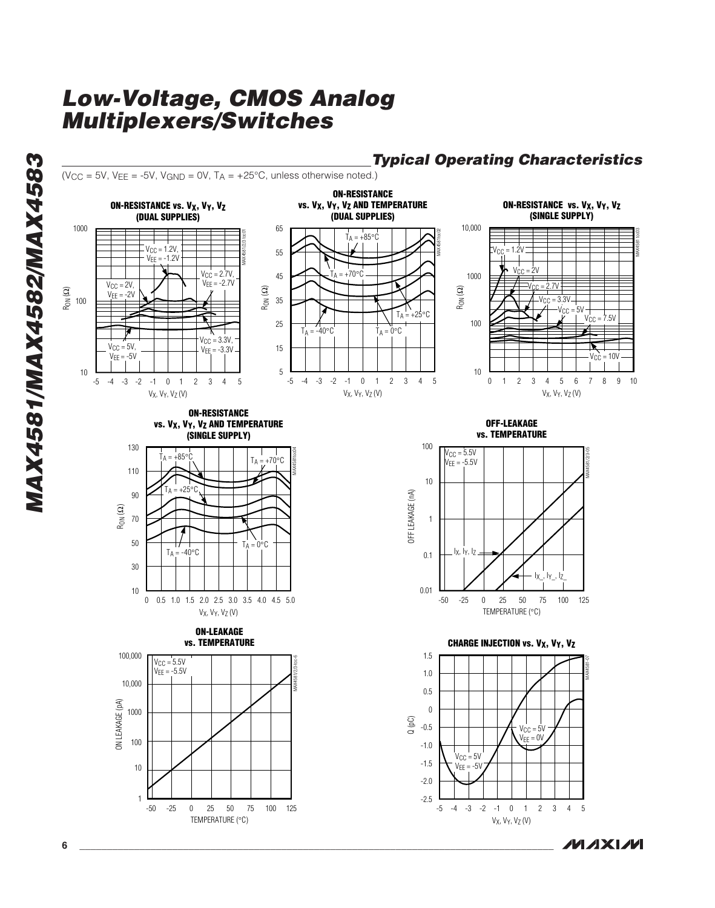## Typical Operating Characteristics

($V_{CC}$ = 5V, $V_{EE}$ = -5V, $V_{GND}$ = 0V, $T_A$ = +25°C, unless otherwise noted.)

**ON-RESISTANCE vs. $V_X$, $V_Y$, $V_Z$ (DUAL SUPPLIES)**

**ON-RESISTANCE vs. $V_X$, $V_Y$, $V_Z$ AND TEMPERATURE (DUAL SUPPLIES)**

**ON-RESISTANCE vs. $V_X$, $V_Y$, $V_Z$ (SINGLE SUPPLY)**

**ON-RESISTANCE vs. $V_X$, $V_Y$, $V_Z$ AND TEMPERATURE (SINGLE SUPPLY)**

**OFF-LEAKAGE vs. TEMPERATURE**

**ON-LEAKAGE vs. TEMPERATURE**

**CHARGE INJECTION vs. $V_X$, $V_Y$, $V_Z$**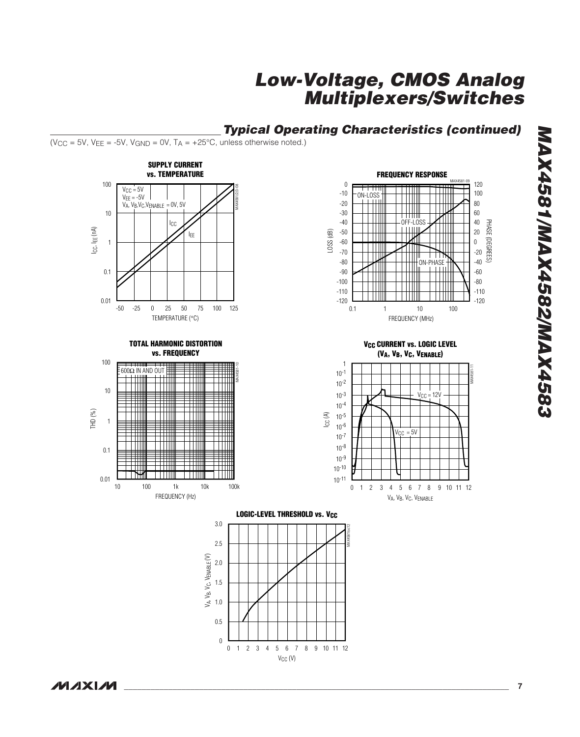## Typical Operating Characteristics (continued)

($V_{CC}$ = 5V, $V_{EE}$ = -5V, $V_{GND}$ = 0V, $T_A$ = +25°C, unless otherwise noted.)

**SUPPLY CURRENT vs. TEMPERATURE**

$V_{CC}$ = 5V
$V_{EE}$ = -5V
$V_A$, $V_B$, $V_C$, $V_{ENABLE}$ = 0V, 5V

Y-axis: $I_{CC}$, $I_{EE}$ (nA) — 0.01 to 100. X-axis: TEMPERATURE (°C) — -50 to 125. Curves: $I_{CC}$, $I_{EE}$.

**FREQUENCY RESPONSE**

Y-axis: LOSS (dB) — 0 to -120. Right axis: PHASE (DEGREES) — 120 to -120. X-axis: FREQUENCY (MHz) — 0.1 to 100. Curves: ON-LOSS, OFF-LOSS, ON-PHASE.

**TOTAL HARMONIC DISTORTION vs. FREQUENCY**

600Ω IN AND OUT

Y-axis: THD (%) — 0.01 to 100. X-axis: FREQUENCY (Hz) — 10 to 100k.

**$V_{CC}$ CURRENT vs. LOGIC LEVEL ($V_A$, $V_B$, $V_C$, $V_{ENABLE}$)**

Y-axis: $I_{CC}$ (A) — $10^{-11}$ to 1. X-axis: $V_A$, $V_B$, $V_C$, $V_{ENABLE}$ — 0 to 12. Curves: $V_{CC}$ = 12V, $V_{CC}$ = 5V.

**LOGIC-LEVEL THRESHOLD vs. $V_{CC}$**

Y-axis: $V_A$, $V_B$, $V_C$, $V_{ENABLE}$ (V) — 0 to 3.0. X-axis: $V_{CC}$ (V) — 0 to 12.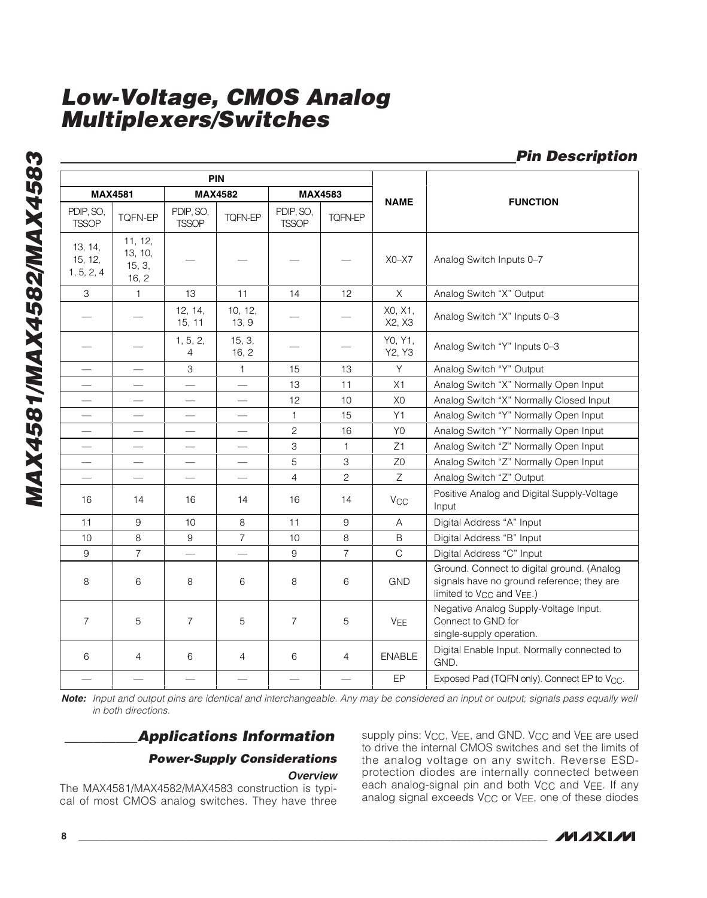## Pin Description

| PIN | | | | | | NAME | FUNCTION |
|---|---|---|---|---|---|---|---|
| MAX4581 | | MAX4582 | | MAX4583 | | | |
| PDIP, SO, TSSOP | TQFN-EP | PDIP, SO, TSSOP | TQFN-EP | PDIP, SO, TSSOP | TQFN-EP | | |
| 13, 14, 15, 12, 1, 5, 2, 4 | 11, 12, 13, 10, 15, 3, 16, 2 | — | — | — | — | X0–X7 | Analog Switch Inputs 0–7 |
| 3 | 1 | 13 | 11 | 14 | 12 | X | Analog Switch "X" Output |
| — | — | 12, 14, 15, 11 | 10, 12, 13, 9 | — | — | X0, X1, X2, X3 | Analog Switch "X" Inputs 0–3 |
| — | — | 1, 5, 2, 4 | 15, 3, 16, 2 | — | — | Y0, Y1, Y2, Y3 | Analog Switch "Y" Inputs 0–3 |
| — | — | 3 | 1 | 15 | 13 | Y | Analog Switch "Y" Output |
| — | — | — | — | 13 | 11 | X1 | Analog Switch "X" Normally Open Input |
| — | — | — | — | 12 | 10 | X0 | Analog Switch "X" Normally Closed Input |
| — | — | — | — | 1 | 15 | Y1 | Analog Switch "Y" Normally Open Input |
| — | — | — | — | 2 | 16 | Y0 | Analog Switch "Y" Normally Open Input |
| — | — | — | — | 3 | 1 | Z1 | Analog Switch "Z" Normally Open Input |
| — | — | — | — | 5 | 3 | Z0 | Analog Switch "Z" Normally Open Input |
| — | — | — | — | 4 | 2 | Z | Analog Switch "Z" Output |
| 16 | 14 | 16 | 14 | 16 | 14 | $V_{CC}$ | Positive Analog and Digital Supply-Voltage Input |
| 11 | 9 | 10 | 8 | 11 | 9 | A | Digital Address "A" Input |
| 10 | 8 | 9 | 7 | 10 | 8 | B | Digital Address "B" Input |
| 9 | 7 | — | — | 9 | 7 | C | Digital Address "C" Input |
| 8 | 6 | 8 | 6 | 8 | 6 | GND | Ground. Connect to digital ground. (Analog signals have no ground reference; they are limited to $V_{CC}$ and $V_{EE}$.) |
| 7 | 5 | 7 | 5 | 7 | 5 | $V_{EE}$ | Negative Analog Supply-Voltage Input. Connect to GND for single-supply operation. |
| 6 | 4 | 6 | 4 | 6 | 4 | ENABLE | Digital Enable Input. Normally connected to GND. |
| — | — | — | — | — | — | EP | Exposed Pad (TQFN only). Connect EP to $V_{CC}$. |

***Note:*** *Input and output pins are identical and interchangeable. Any may be considered an input or output; signals pass equally well in both directions.*

## Applications Information

### Power-Supply Considerations

#### Overview

The MAX4581/MAX4582/MAX4583 construction is typical of most CMOS analog switches. They have three supply pins: $V_{CC}$, $V_{EE}$, and GND. $V_{CC}$ and $V_{EE}$ are used to drive the internal CMOS switches and set the limits of the analog voltage on any switch. Reverse ESD-protection diodes are internally connected between each analog-signal pin and both $V_{CC}$ and $V_{EE}$. If any analog signal exceeds $V_{CC}$ or $V_{EE}$, one of these diodes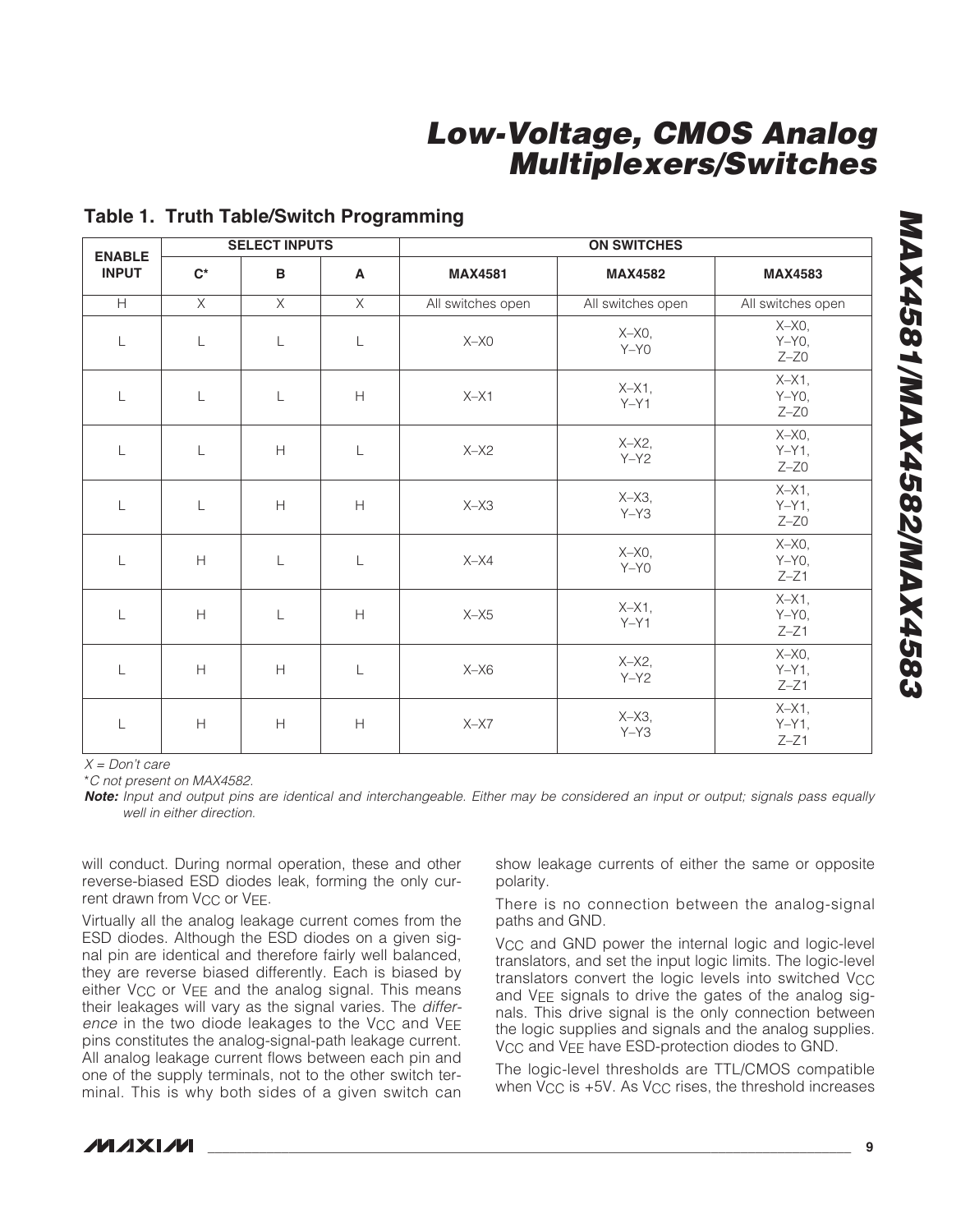## Table 1. Truth Table/Switch Programming

| ENABLE INPUT | SELECT INPUTS | | | ON SWITCHES | | |
|---|---|---|---|---|---|---|
| | C* | B | A | MAX4581 | MAX4582 | MAX4583 |
| H | X | X | X | All switches open | All switches open | All switches open |
| L | L | L | L | X–X0 | X–X0, Y–Y0 | X–X0, Y–Y0, Z–Z0 |
| L | L | L | H | X–X1 | X–X1, Y–Y1 | X–X1, Y–Y0, Z–Z0 |
| L | L | H | L | X–X2 | X–X2, Y–Y2 | X–X0, Y–Y1, Z–Z0 |
| L | L | H | H | X–X3 | X–X3, Y–Y3 | X–X1, Y–Y1, Z–Z0 |
| L | H | L | L | X–X4 | X–X0, Y–Y0 | X–X0, Y–Y0, Z–Z1 |
| L | H | L | H | X–X5 | X–X1, Y–Y1 | X–X1, Y–Y0, Z–Z1 |
| L | H | H | L | X–X6 | X–X2, Y–Y2 | X–X0, Y–Y1, Z–Z1 |
| L | H | H | H | X–X7 | X–X3, Y–Y3 | X–X1, Y–Y1, Z–Z1 |

*X = Don't care*

*\*C not present on MAX4582.*

***Note:*** *Input and output pins are identical and interchangeable. Either may be considered an input or output; signals pass equally well in either direction.*

will conduct. During normal operation, these and other reverse-biased ESD diodes leak, forming the only current drawn from $V_{CC}$ or $V_{EE}$.

Virtually all the analog leakage current comes from the ESD diodes. Although the ESD diodes on a given signal pin are identical and therefore fairly well balanced, they are reverse biased differently. Each is biased by either $V_{CC}$ or $V_{EE}$ and the analog signal. This means their leakages will vary as the signal varies. The *difference* in the two diode leakages to the $V_{CC}$ and $V_{EE}$ pins constitutes the analog-signal-path leakage current. All analog leakage current flows between each pin and one of the supply terminals, not to the other switch terminal. This is why both sides of a given switch can show leakage currents of either the same or opposite polarity.

There is no connection between the analog-signal paths and GND.

$V_{CC}$ and GND power the internal logic and logic-level translators, and set the input logic limits. The logic-level translators convert the logic levels into switched $V_{CC}$ and $V_{EE}$ signals to drive the gates of the analog signals. This drive signal is the only connection between the logic supplies and signals and the analog supplies. $V_{CC}$ and $V_{EE}$ have ESD-protection diodes to GND.

The logic-level thresholds are TTL/CMOS compatible when $V_{CC}$ is +5V. As $V_{CC}$ rises, the threshold increases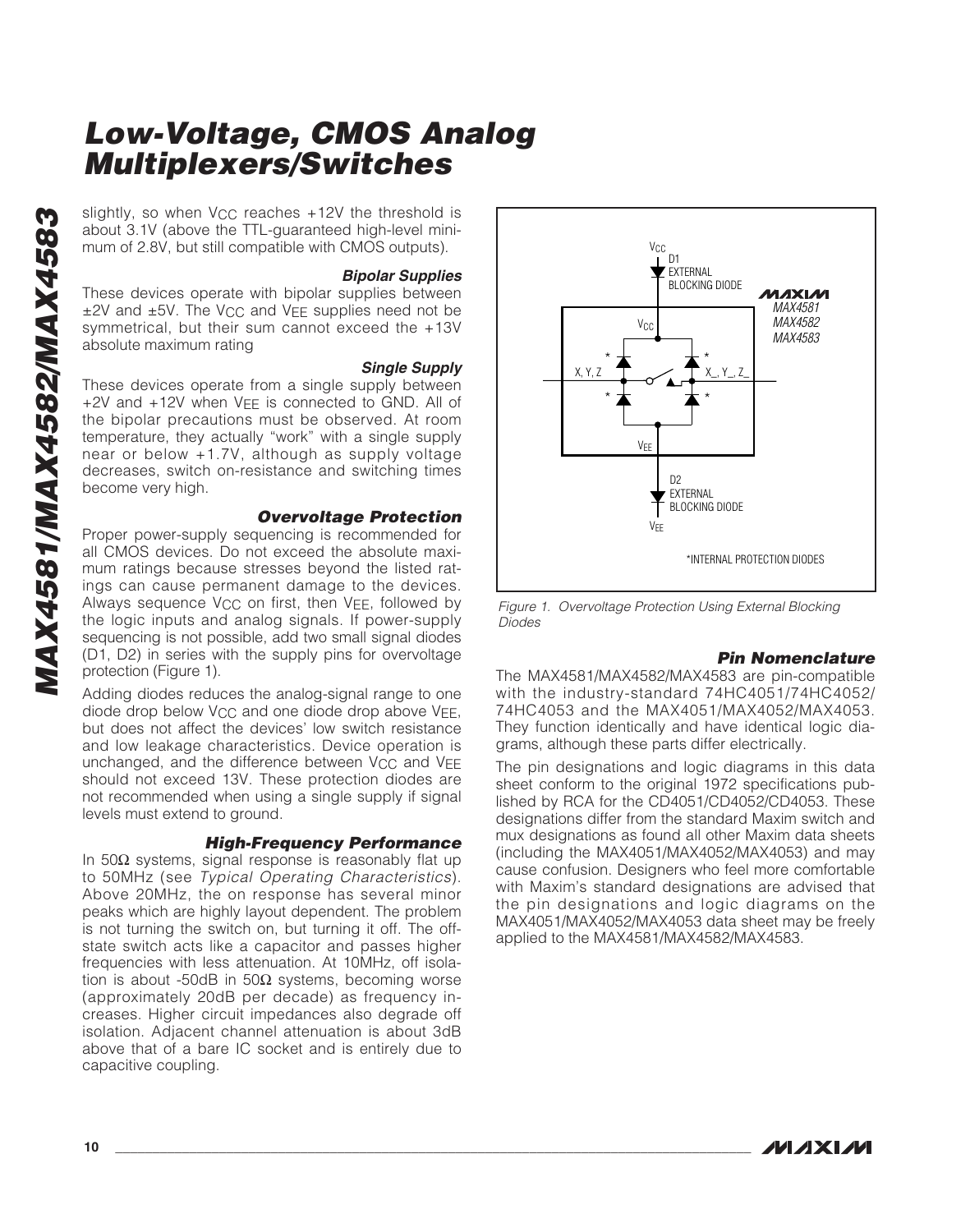slightly, so when $V_{CC}$ reaches +12V the threshold is about 3.1V (above the TTL-guaranteed high-level minimum of 2.8V, but still compatible with CMOS outputs).

### Bipolar Supplies

These devices operate with bipolar supplies between ±2V and ±5V. The $V_{CC}$ and $V_{EE}$ supplies need not be symmetrical, but their sum cannot exceed the +13V absolute maximum rating

### Single Supply

These devices operate from a single supply between +2V and +12V when $V_{EE}$ is connected to GND. All of the bipolar precautions must be observed. At room temperature, they actually "work" with a single supply near or below +1.7V, although as supply voltage decreases, switch on-resistance and switching times become very high.

### Overvoltage Protection

Proper power-supply sequencing is recommended for all CMOS devices. Do not exceed the absolute maximum ratings because stresses beyond the listed ratings can cause permanent damage to the devices. Always sequence $V_{CC}$ on first, then $V_{EE}$, followed by the logic inputs and analog signals. If power-supply sequencing is not possible, add two small signal diodes (D1, D2) in series with the supply pins for overvoltage protection (Figure 1).

Adding diodes reduces the analog-signal range to one diode drop below $V_{CC}$ and one diode drop above $V_{EE}$, but does not affect the devices' low switch resistance and low leakage characteristics. Device operation is unchanged, and the difference between $V_{CC}$ and $V_{EE}$ should not exceed 13V. These protection diodes are not recommended when using a single supply if signal levels must extend to ground.

### High-Frequency Performance

In 50Ω systems, signal response is reasonably flat up to 50MHz (see *Typical Operating Characteristics*). Above 20MHz, the on response has several minor peaks which are highly layout dependent. The problem is not turning the switch on, but turning it off. The off-state switch acts like a capacitor and passes higher frequencies with less attenuation. At 10MHz, off isolation is about -50dB in 50Ω systems, becoming worse (approximately 20dB per decade) as frequency increases. Higher circuit impedances also degrade off isolation. Adjacent channel attenuation is about 3dB above that of a bare IC socket and is entirely due to capacitive coupling.

*Figure 1. Overvoltage Protection Using External Blocking Diodes*

### Pin Nomenclature

The MAX4581/MAX4582/MAX4583 are pin-compatible with the industry-standard 74HC4051/74HC4052/ 74HC4053 and the MAX4051/MAX4052/MAX4053. They function identically and have identical logic diagrams, although these parts differ electrically.

The pin designations and logic diagrams in this data sheet conform to the original 1972 specifications published by RCA for the CD4051/CD4052/CD4053. These designations differ from the standard Maxim switch and mux designations as found all other Maxim data sheets (including the MAX4051/MAX4052/MAX4053) and may cause confusion. Designers who feel more comfortable with Maxim's standard designations are advised that the pin designations and logic diagrams on the MAX4051/MAX4052/MAX4053 data sheet may be freely applied to the MAX4581/MAX4582/MAX4583.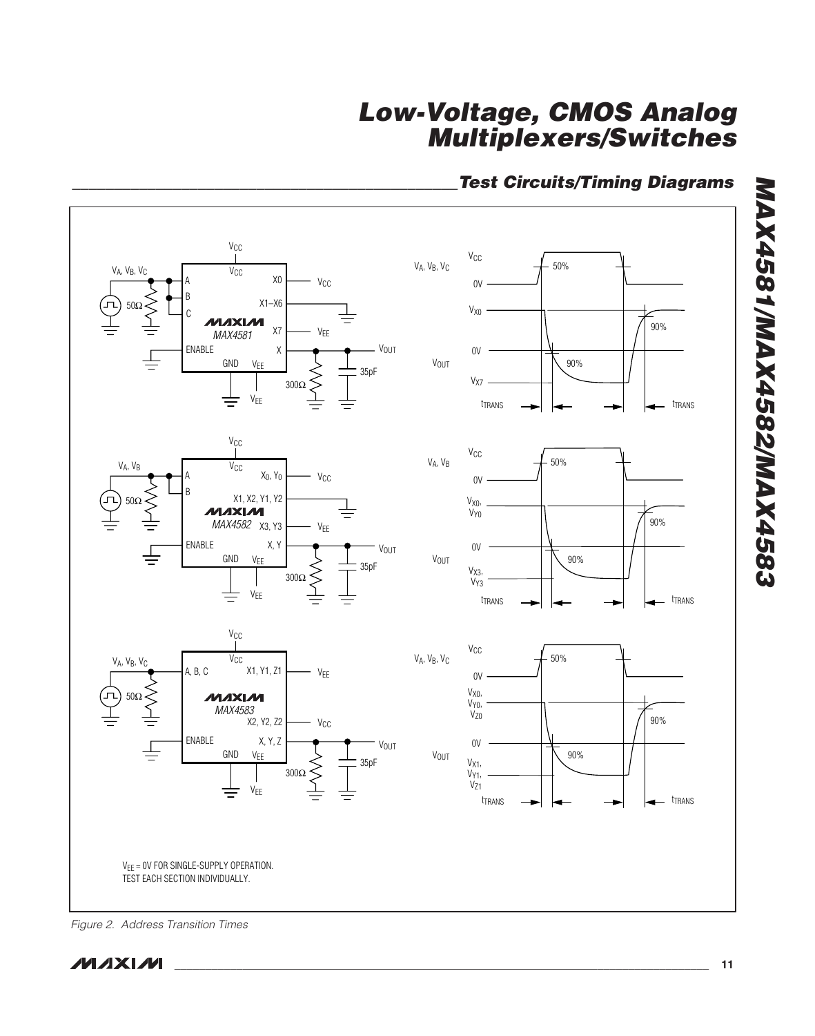## Test Circuits/Timing Diagrams

$V_{EE}$ = 0V FOR SINGLE-SUPPLY OPERATION.
TEST EACH SECTION INDIVIDUALLY.

*Figure 2. Address Transition Times*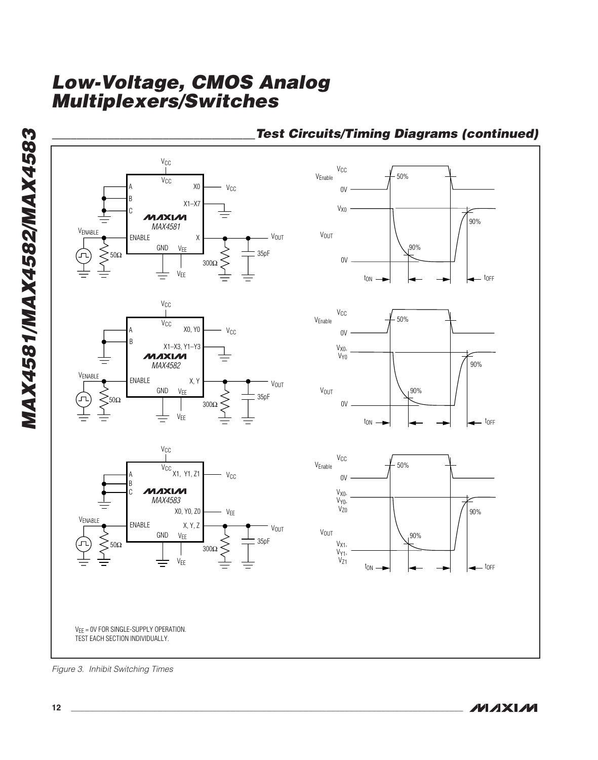## Test Circuits/Timing Diagrams (continued)

$V_{EE}$ = 0V FOR SINGLE-SUPPLY OPERATION.
TEST EACH SECTION INDIVIDUALLY.

*Figure 3. Inhibit Switching Times*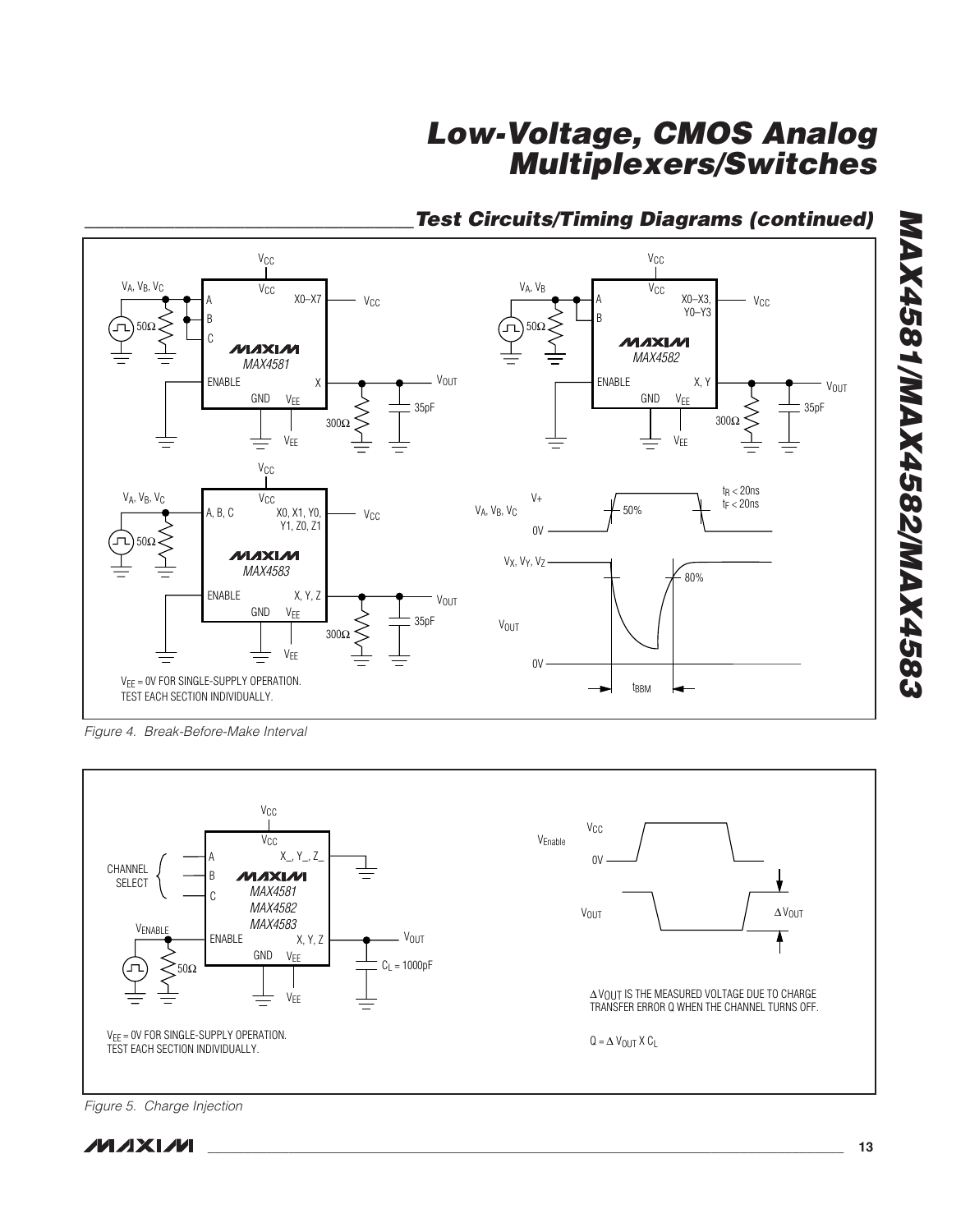## Test Circuits/Timing Diagrams (continued)

$V_{EE}$ = 0V FOR SINGLE-SUPPLY OPERATION.
TEST EACH SECTION INDIVIDUALLY.

Figure 4. Break-Before-Make Interval

$\Delta V_{OUT}$ IS THE MEASURED VOLTAGE DUE TO CHARGE TRANSFER ERROR Q WHEN THE CHANNEL TURNS OFF.

$Q = \Delta V_{OUT} \times C_L$

$V_{EE}$ = 0V FOR SINGLE-SUPPLY OPERATION.
TEST EACH SECTION INDIVIDUALLY.

Figure 5. Charge Injection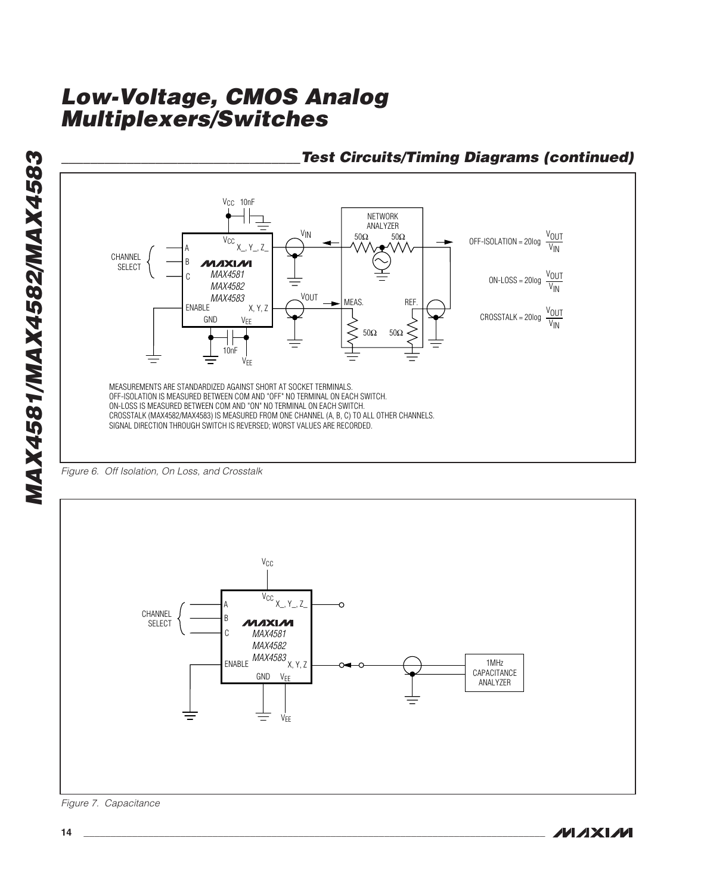## Test Circuits/Timing Diagrams (continued)

OFF-ISOLATION = $20\log \frac{V_{OUT}}{V_{IN}}$

ON-LOSS = $20\log \frac{V_{OUT}}{V_{IN}}$

CROSSTALK = $20\log \frac{V_{OUT}}{V_{IN}}$

MEASUREMENTS ARE STANDARDIZED AGAINST SHORT AT SOCKET TERMINALS.
OFF-ISOLATION IS MEASURED BETWEEN COM AND "OFF" NO TERMINAL ON EACH SWITCH.
ON-LOSS IS MEASURED BETWEEN COM AND "ON" NO TERMINAL ON EACH SWITCH.
CROSSTALK (MAX4582/MAX4583) IS MEASURED FROM ONE CHANNEL (A, B, C) TO ALL OTHER CHANNELS.
SIGNAL DIRECTION THROUGH SWITCH IS REVERSED; WORST VALUES ARE RECORDED.

*Figure 6. Off Isolation, On Loss, and Crosstalk*

*Figure 7. Capacitance*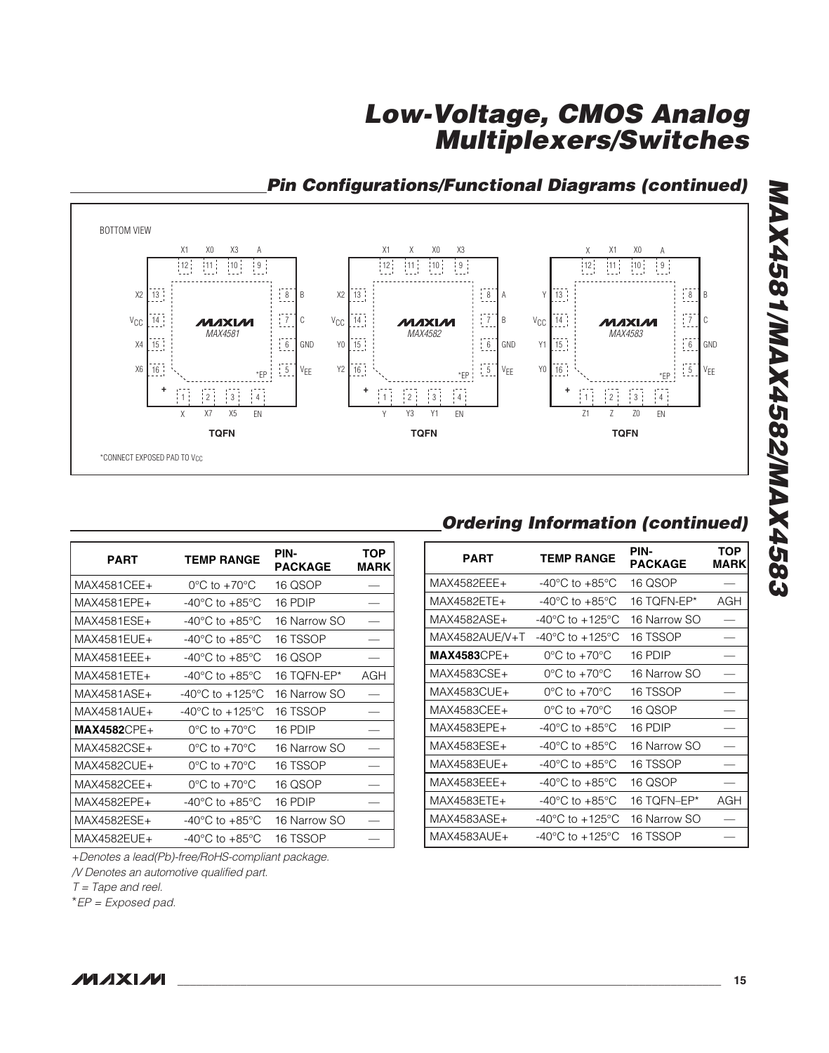## Pin Configurations/Functional Diagrams (continued)

BOTTOM VIEW

MAX4581 TQFN: pins 1 X, 2 X7, 3 X5, 4 EN, 5 $V_{EE}$, 6 GND, 7 C, 8 B, 9 A, 10 X3, 11 X0, 12 X1, 13 X2, 14 $V_{CC}$, 15 X4, 16 X6, *EP

MAX4582 TQFN: pins 1 Y, 2 Y3, 3 Y1, 4 EN, 5 $V_{EE}$, 6 GND, 7 B, 8 A, 9 X3, 10 X0, 11 X, 12 X1, 13 X2, 14 $V_{CC}$, 15 Y0, 16 Y2, *EP

MAX4583 TQFN: pins 1 Z1, 2 Z, 3 Z0, 4 EN, 5 $V_{EE}$, 6 GND, 7 C, 8 B, 9 A, 10 X0, 11 X1, 12 X, 13 Y, 14 $V_{CC}$, 15 Y1, 16 Y0, *EP

*CONNECT EXPOSED PAD TO $V_{CC}$

## Ordering Information (continued)

| PART | TEMP RANGE | PIN-PACKAGE | TOP MARK |
|---|---|---|---|
| MAX4581CEE+ | 0°C to +70°C | 16 QSOP | — |
| MAX4581EPE+ | -40°C to +85°C | 16 PDIP | — |
| MAX4581ESE+ | -40°C to +85°C | 16 Narrow SO | — |
| MAX4581EUE+ | -40°C to +85°C | 16 TSSOP | — |
| MAX4581EEE+ | -40°C to +85°C | 16 QSOP | — |
| MAX4581ETE+ | -40°C to +85°C | 16 TQFN-EP* | AGH |
| MAX4581ASE+ | -40°C to +125°C | 16 Narrow SO | — |
| MAX4581AUE+ | -40°C to +125°C | 16 TSSOP | — |
| **MAX4582**CPE+ | 0°C to +70°C | 16 PDIP | — |
| MAX4582CSE+ | 0°C to +70°C | 16 Narrow SO | — |
| MAX4582CUE+ | 0°C to +70°C | 16 TSSOP | — |
| MAX4582CEE+ | 0°C to +70°C | 16 QSOP | — |
| MAX4582EPE+ | -40°C to +85°C | 16 PDIP | — |
| MAX4582ESE+ | -40°C to +85°C | 16 Narrow SO | — |
| MAX4582EUE+ | -40°C to +85°C | 16 TSSOP | — |

| PART | TEMP RANGE | PIN-PACKAGE | TOP MARK |
|---|---|---|---|
| MAX4582EEE+ | -40°C to +85°C | 16 QSOP | — |
| MAX4582ETE+ | -40°C to +85°C | 16 TQFN-EP* | AGH |
| MAX4582ASE+ | -40°C to +125°C | 16 Narrow SO | — |
| MAX4582AUE/V+T | -40°C to +125°C | 16 TSSOP | — |
| **MAX4583**CPE+ | 0°C to +70°C | 16 PDIP | — |
| MAX4583CSE+ | 0°C to +70°C | 16 Narrow SO | — |
| MAX4583CUE+ | 0°C to +70°C | 16 TSSOP | — |
| MAX4583CEE+ | 0°C to +70°C | 16 QSOP | — |
| MAX4583EPE+ | -40°C to +85°C | 16 PDIP | — |
| MAX4583ESE+ | -40°C to +85°C | 16 Narrow SO | — |
| MAX4583EUE+ | -40°C to +85°C | 16 TSSOP | — |
| MAX4583EEE+ | -40°C to +85°C | 16 QSOP | — |
| MAX4583ETE+ | -40°C to +85°C | 16 TQFN–EP* | AGH |
| MAX4583ASE+ | -40°C to +125°C | 16 Narrow SO | — |
| MAX4583AUE+ | -40°C to +125°C | 16 TSSOP | — |

*+Denotes a lead(Pb)-free/RoHS-compliant package.*

*/V Denotes an automotive qualified part.*

*T = Tape and reel.*

*\*EP = Exposed pad.*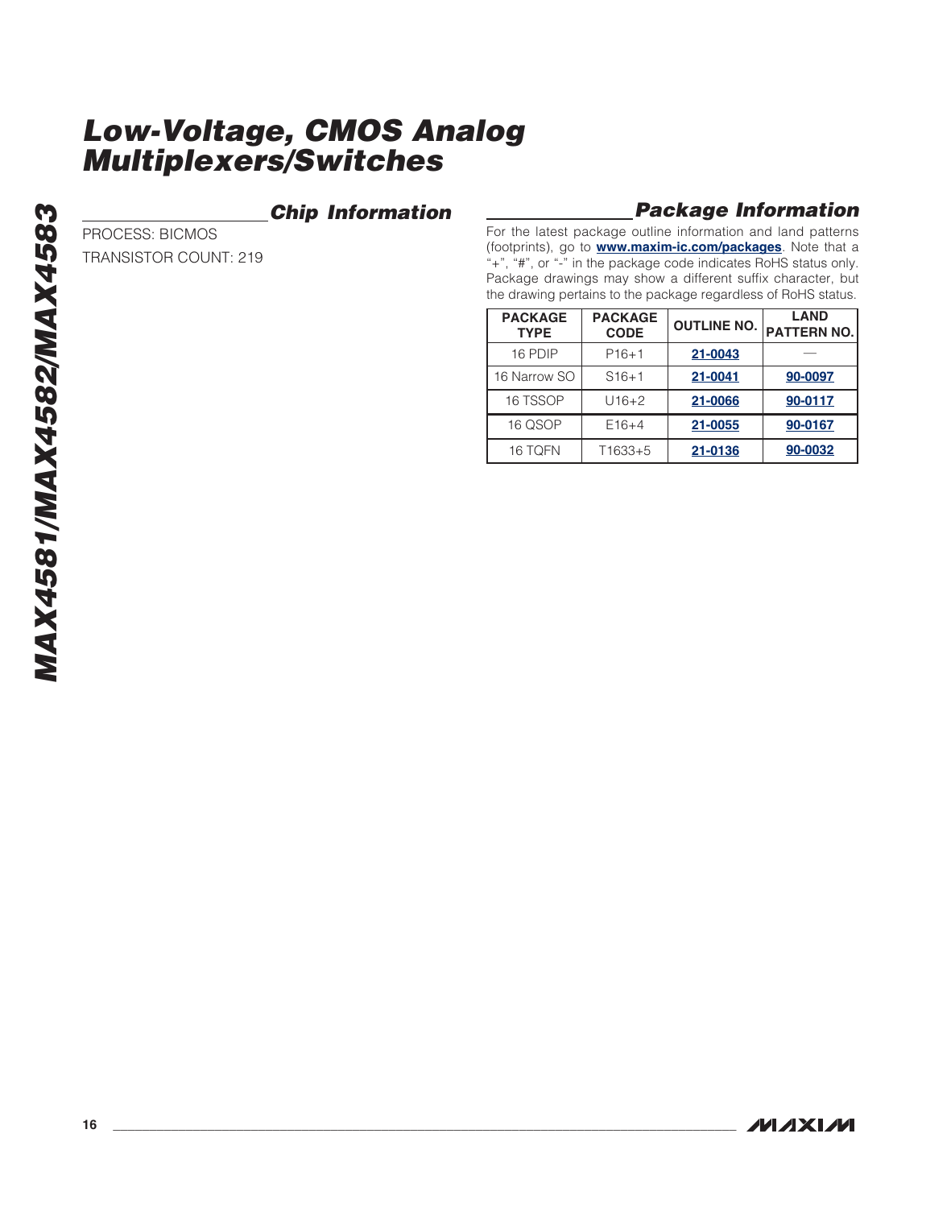## Chip Information

PROCESS: BICMOS

TRANSISTOR COUNT: 219

## Package Information

For the latest package outline information and land patterns (footprints), go to **www.maxim-ic.com/packages**. Note that a "+", "#", or "-" in the package code indicates RoHS status only. Package drawings may show a different suffix character, but the drawing pertains to the package regardless of RoHS status.

| PACKAGE TYPE | PACKAGE CODE | OUTLINE NO. | LAND PATTERN NO. |
|---|---|---|---|
| 16 PDIP | P16+1 | 21-0043 | — |
| 16 Narrow SO | S16+1 | 21-0041 | 90-0097 |
| 16 TSSOP | U16+2 | 21-0066 | 90-0117 |
| 16 QSOP | E16+4 | 21-0055 | 90-0167 |
| 16 TQFN | T1633+5 | 21-0136 | 90-0032 |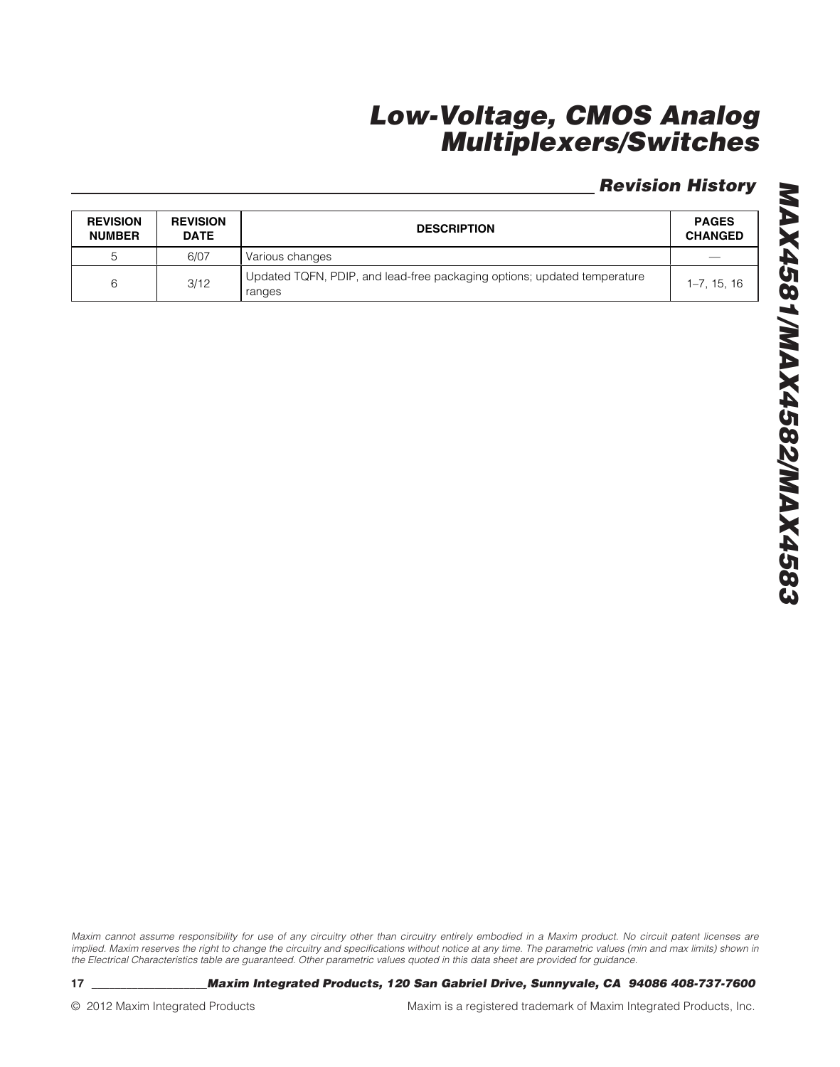## Revision History

| REVISION NUMBER | REVISION DATE | DESCRIPTION | PAGES CHANGED |
|---|---|---|---|
| 5 | 6/07 | Various changes | — |
| 6 | 3/12 | Updated TQFN, PDIP, and lead-free packaging options; updated temperature ranges | 1–7, 15, 16 |

*Maxim cannot assume responsibility for use of any circuitry other than circuitry entirely embodied in a Maxim product. No circuit patent licenses are implied. Maxim reserves the right to change the circuitry and specifications without notice at any time. The parametric values (min and max limits) shown in the Electrical Characteristics table are guaranteed. Other parametric values quoted in this data sheet are provided for guidance.*

***Maxim Integrated Products, 120 San Gabriel Drive, Sunnyvale, CA 94086 408-737-7600***

© 2012 Maxim Integrated Products

Maxim is a registered trademark of Maxim Integrated Products, Inc.